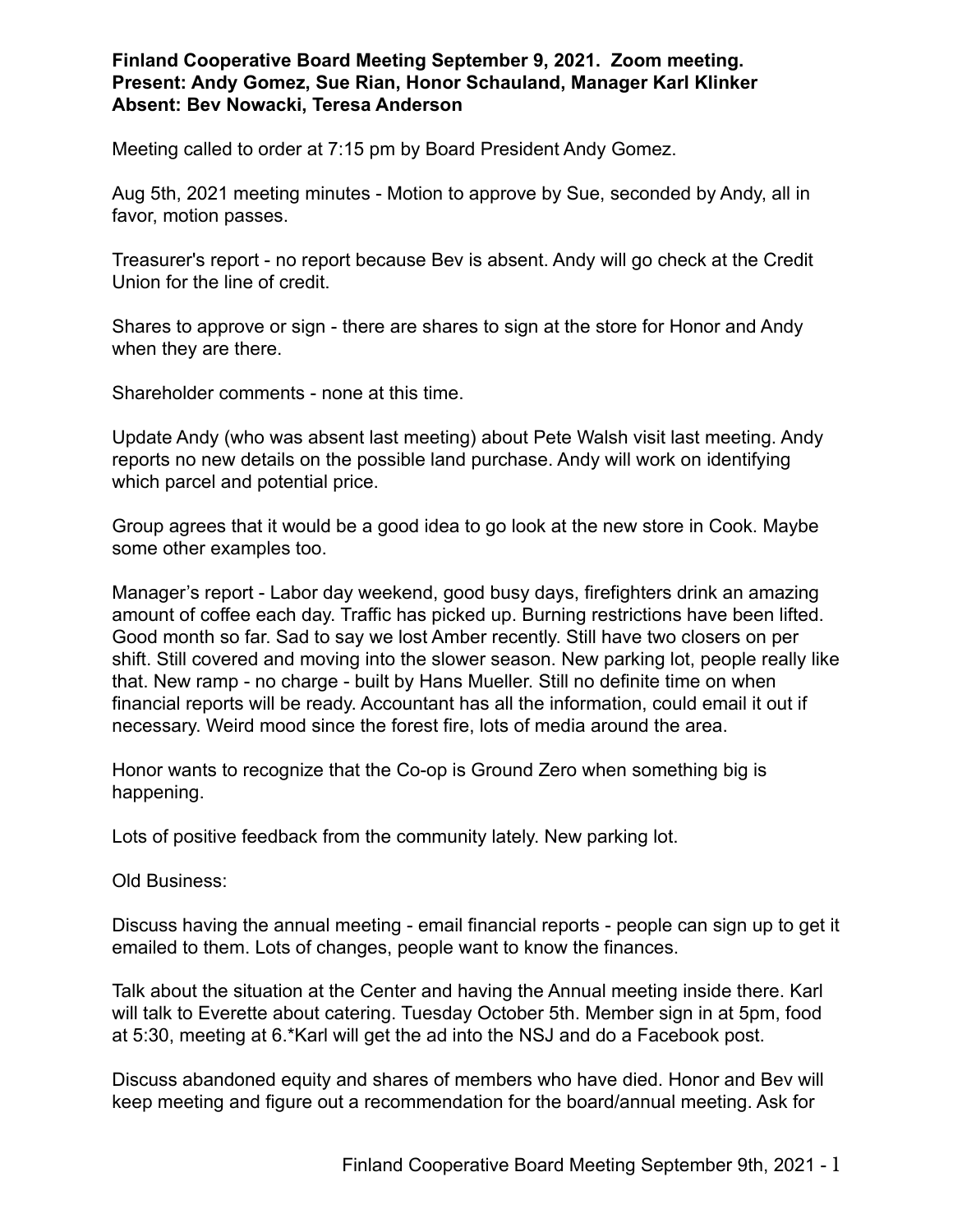**Finland Cooperative Board Meeting September 9, 2021. Zoom meeting.**
**Present: Andy Gomez, Sue Rian, Honor Schauland, Manager Karl Klinker**
**Absent: Bev Nowacki, Teresa Anderson**

Meeting called to order at 7:15 pm by Board President Andy Gomez.

Aug 5th, 2021 meeting minutes - Motion to approve by Sue, seconded by Andy, all in favor, motion passes.

Treasurer's report - no report because Bev is absent. Andy will go check at the Credit Union for the line of credit.

Shares to approve or sign - there are shares to sign at the store for Honor and Andy when they are there.

Shareholder comments - none at this time.

Update Andy (who was absent last meeting) about Pete Walsh visit last meeting. Andy reports no new details on the possible land purchase. Andy will work on identifying which parcel and potential price.

Group agrees that it would be a good idea to go look at the new store in Cook. Maybe some other examples too.

Manager's report - Labor day weekend, good busy days, firefighters drink an amazing amount of coffee each day. Traffic has picked up. Burning restrictions have been lifted. Good month so far. Sad to say we lost Amber recently. Still have two closers on per shift. Still covered and moving into the slower season. New parking lot, people really like that. New ramp - no charge - built by Hans Mueller. Still no definite time on when financial reports will be ready. Accountant has all the information, could email it out if necessary. Weird mood since the forest fire, lots of media around the area.

Honor wants to recognize that the Co-op is Ground Zero when something big is happening.

Lots of positive feedback from the community lately. New parking lot.

Old Business:

Discuss having the annual meeting - email financial reports - people can sign up to get it emailed to them. Lots of changes, people want to know the finances.

Talk about the situation at the Center and having the Annual meeting inside there. Karl will talk to Everette about catering. Tuesday October 5th. Member sign in at 5pm, food at 5:30, meeting at 6.*Karl will get the ad into the NSJ and do a Facebook post.

Discuss abandoned equity and shares of members who have died. Honor and Bev will keep meeting and figure out a recommendation for the board/annual meeting. Ask for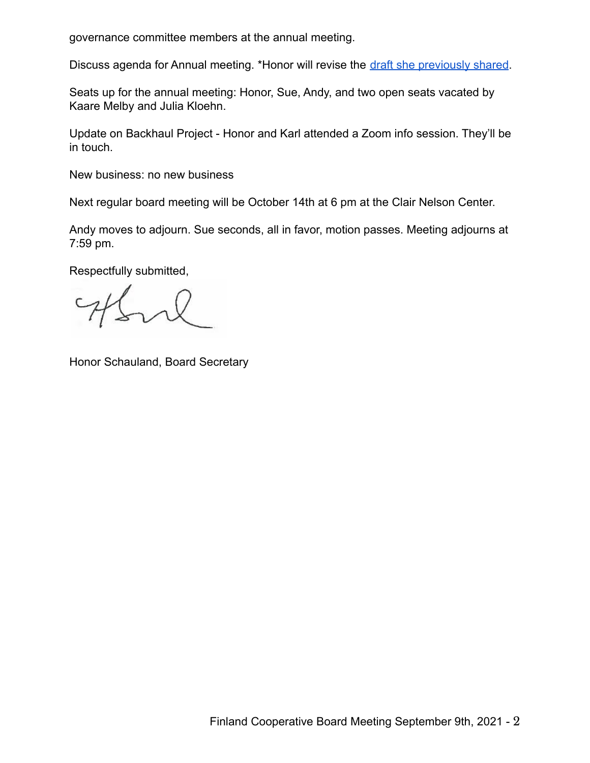governance committee members at the annual meeting.

Discuss agenda for Annual meeting. *Honor will revise the draft she previously shared.

Seats up for the annual meeting: Honor, Sue, Andy, and two open seats vacated by Kaare Melby and Julia Kloehn.

Update on Backhaul Project - Honor and Karl attended a Zoom info session. They'll be in touch.

New business: no new business

Next regular board meeting will be October 14th at 6 pm at the Clair Nelson Center.

Andy moves to adjourn. Sue seconds, all in favor, motion passes. Meeting adjourns at 7:59 pm.

Respectfully submitted,

Honor Schauland, Board Secretary